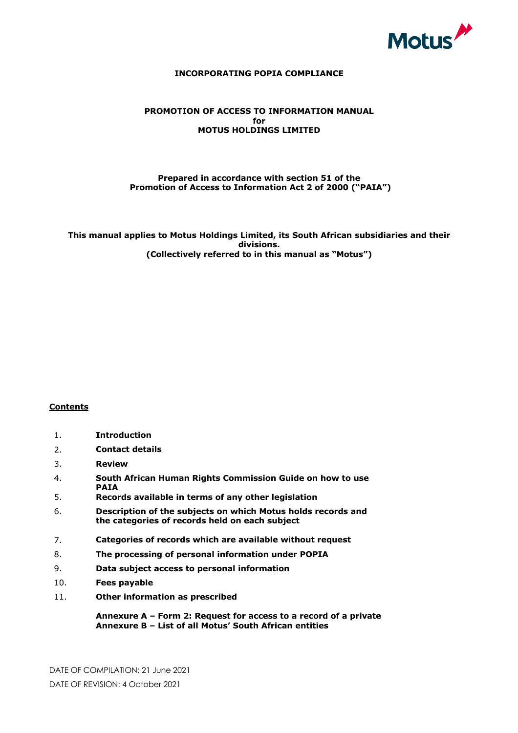Motus

**INCORPORATING POPIA COMPLIANCE**

# PROMOTION OF ACCESS TO INFORMATION MANUAL for MOTUS HOLDINGS LIMITED

**Prepared in accordance with section 51 of the Promotion of Access to Information Act 2 of 2000 ("PAIA")**

**This manual applies to Motus Holdings Limited, its South African subsidiaries and their divisions. (Collectively referred to in this manual as "Motus")**

## Contents

1. **Introduction**
2. **Contact details**
3. **Review**
4. **South African Human Rights Commission Guide on how to use PAIA**
5. **Records available in terms of any other legislation**
6. **Description of the subjects on which Motus holds records and the categories of records held on each subject**
7. **Categories of records which are available without request**
8. **The processing of personal information under POPIA**
9. **Data subject access to personal information**
10. **Fees payable**
11. **Other information as prescribed**

**Annexure A – Form 2: Request for access to a record of a private**
**Annexure B – List of all Motus' South African entities**

DATE OF COMPILATION: 21 June 2021

DATE OF REVISION: 4 October 2021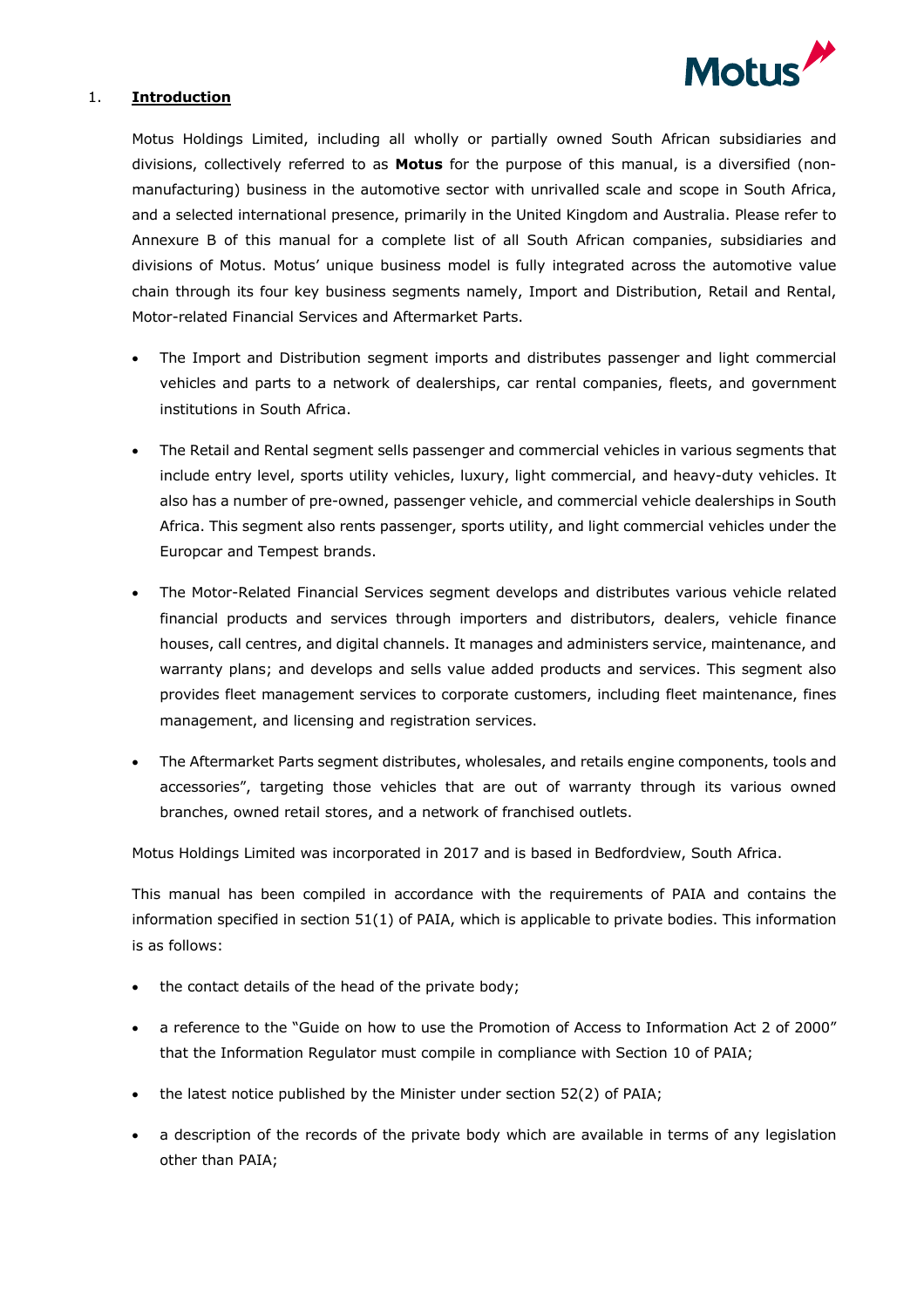## 1. **Introduction**

Motus Holdings Limited, including all wholly or partially owned South African subsidiaries and divisions, collectively referred to as **Motus** for the purpose of this manual, is a diversified (non-manufacturing) business in the automotive sector with unrivalled scale and scope in South Africa, and a selected international presence, primarily in the United Kingdom and Australia. Please refer to Annexure B of this manual for a complete list of all South African companies, subsidiaries and divisions of Motus. Motus' unique business model is fully integrated across the automotive value chain through its four key business segments namely, Import and Distribution, Retail and Rental, Motor-related Financial Services and Aftermarket Parts.

- The Import and Distribution segment imports and distributes passenger and light commercial vehicles and parts to a network of dealerships, car rental companies, fleets, and government institutions in South Africa.
- The Retail and Rental segment sells passenger and commercial vehicles in various segments that include entry level, sports utility vehicles, luxury, light commercial, and heavy-duty vehicles. It also has a number of pre-owned, passenger vehicle, and commercial vehicle dealerships in South Africa. This segment also rents passenger, sports utility, and light commercial vehicles under the Europcar and Tempest brands.
- The Motor-Related Financial Services segment develops and distributes various vehicle related financial products and services through importers and distributors, dealers, vehicle finance houses, call centres, and digital channels. It manages and administers service, maintenance, and warranty plans; and develops and sells value added products and services. This segment also provides fleet management services to corporate customers, including fleet maintenance, fines management, and licensing and registration services.
- The Aftermarket Parts segment distributes, wholesales, and retails engine components, tools and accessories", targeting those vehicles that are out of warranty through its various owned branches, owned retail stores, and a network of franchised outlets.

Motus Holdings Limited was incorporated in 2017 and is based in Bedfordview, South Africa.

This manual has been compiled in accordance with the requirements of PAIA and contains the information specified in section 51(1) of PAIA, which is applicable to private bodies. This information is as follows:

- the contact details of the head of the private body;
- a reference to the "Guide on how to use the Promotion of Access to Information Act 2 of 2000" that the Information Regulator must compile in compliance with Section 10 of PAIA;
- the latest notice published by the Minister under section 52(2) of PAIA;
- a description of the records of the private body which are available in terms of any legislation other than PAIA;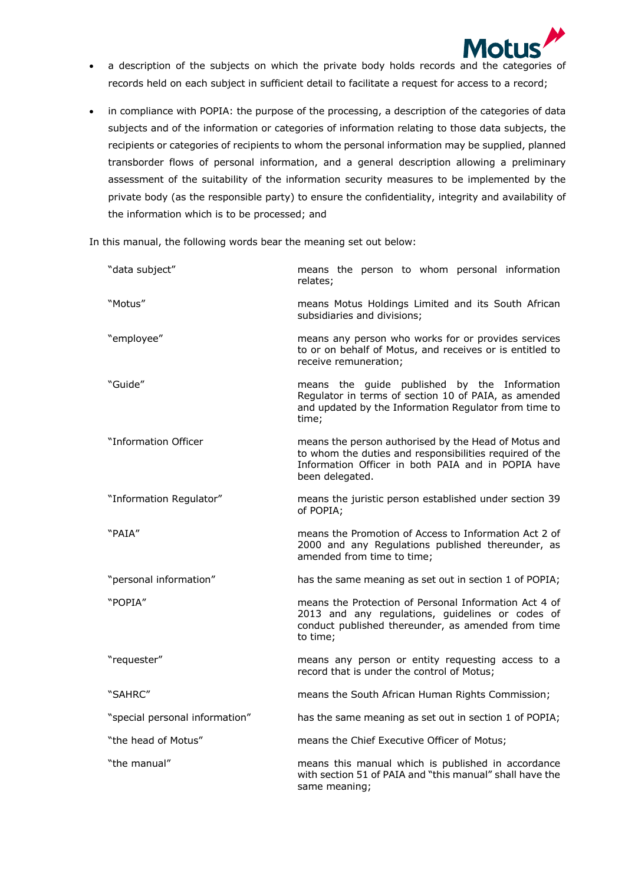- a description of the subjects on which the private body holds records and the categories of records held on each subject in sufficient detail to facilitate a request for access to a record;
- in compliance with POPIA: the purpose of the processing, a description of the categories of data subjects and of the information or categories of information relating to those data subjects, the recipients or categories of recipients to whom the personal information may be supplied, planned transborder flows of personal information, and a general description allowing a preliminary assessment of the suitability of the information security measures to be implemented by the private body (as the responsible party) to ensure the confidentiality, integrity and availability of the information which is to be processed; and

In this manual, the following words bear the meaning set out below:

| | |
|---|---|
| "data subject" | means the person to whom personal information relates; |
| "Motus" | means Motus Holdings Limited and its South African subsidiaries and divisions; |
| "employee" | means any person who works for or provides services to or on behalf of Motus, and receives or is entitled to receive remuneration; |
| "Guide" | means the guide published by the Information Regulator in terms of section 10 of PAIA, as amended and updated by the Information Regulator from time to time; |
| "Information Officer | means the person authorised by the Head of Motus and to whom the duties and responsibilities required of the Information Officer in both PAIA and in POPIA have been delegated. |
| "Information Regulator" | means the juristic person established under section 39 of POPIA; |
| "PAIA" | means the Promotion of Access to Information Act 2 of 2000 and any Regulations published thereunder, as amended from time to time; |
| "personal information" | has the same meaning as set out in section 1 of POPIA; |
| "POPIA" | means the Protection of Personal Information Act 4 of 2013 and any regulations, guidelines or codes of conduct published thereunder, as amended from time to time; |
| "requester" | means any person or entity requesting access to a record that is under the control of Motus; |
| "SAHRC" | means the South African Human Rights Commission; |
| "special personal information" | has the same meaning as set out in section 1 of POPIA; |
| "the head of Motus" | means the Chief Executive Officer of Motus; |
| "the manual" | means this manual which is published in accordance with section 51 of PAIA and "this manual" shall have the same meaning; |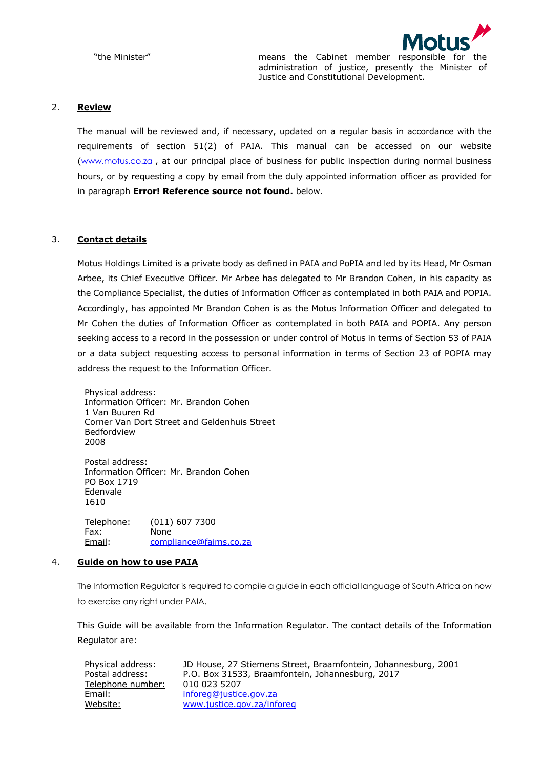| | |
|---|---|
| "the Minister" | means the Cabinet member responsible for the administration of justice, presently the Minister of Justice and Constitutional Development. |

## 2. Review

The manual will be reviewed and, if necessary, updated on a regular basis in accordance with the requirements of section 51(2) of PAIA. This manual can be accessed on our website (www.motus.co.za , at our principal place of business for public inspection during normal business hours, or by requesting a copy by email from the duly appointed information officer as provided for in paragraph **Error! Reference source not found.** below.

## 3. Contact details

Motus Holdings Limited is a private body as defined in PAIA and PoPIA and led by its Head, Mr Osman Arbee, its Chief Executive Officer. Mr Arbee has delegated to Mr Brandon Cohen, in his capacity as the Compliance Specialist, the duties of Information Officer as contemplated in both PAIA and POPIA. Accordingly, has appointed Mr Brandon Cohen is as the Motus Information Officer and delegated to Mr Cohen the duties of Information Officer as contemplated in both PAIA and POPIA. Any person seeking access to a record in the possession or under control of Motus in terms of Section 53 of PAIA or a data subject requesting access to personal information in terms of Section 23 of POPIA may address the request to the Information Officer.

Physical address:
Information Officer: Mr. Brandon Cohen
1 Van Buuren Rd
Corner Van Dort Street and Geldenhuis Street
Bedfordview
2008

Postal address:
Information Officer: Mr. Brandon Cohen
PO Box 1719
Edenvale
1610

| | |
|---|---|
| Telephone: | (011) 607 7300 |
| Fax: | None |
| Email: | compliance@faims.co.za |

## 4. Guide on how to use PAIA

The Information Regulator is required to compile a guide in each official language of South Africa on how to exercise any right under PAIA.

This Guide will be available from the Information Regulator. The contact details of the Information Regulator are:

| | |
|---|---|
| Physical address: | JD House, 27 Stiemens Street, Braamfontein, Johannesburg, 2001 |
| Postal address: | P.O. Box 31533, Braamfontein, Johannesburg, 2017 |
| Telephone number: | 010 023 5207 |
| Email: | inforeg@justice.gov.za |
| Website: | www.justice.gov.za/inforeg |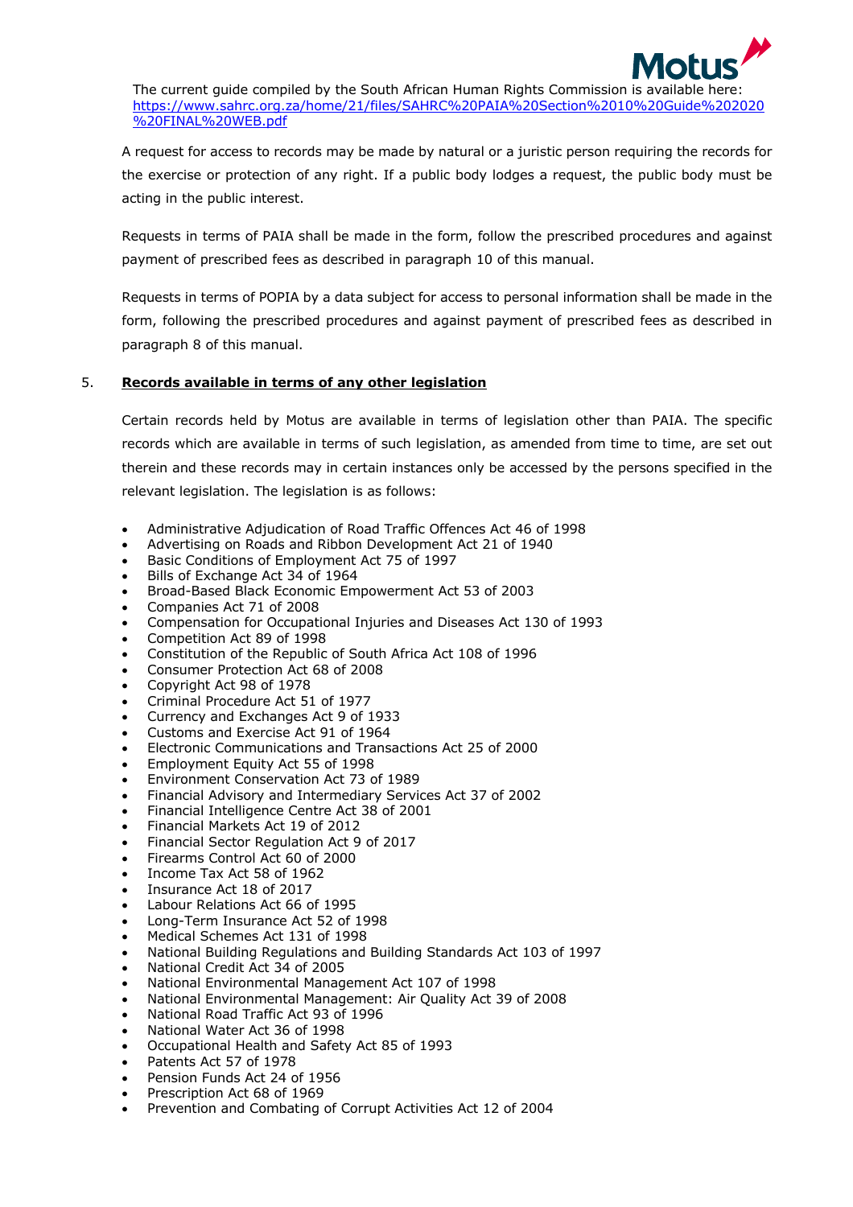The current guide compiled by the South African Human Rights Commission is available here: [https://www.sahrc.org.za/home/21/files/SAHRC%20PAIA%20Section%2010%20Guide%202020%20FINAL%20WEB.pdf](https://www.sahrc.org.za/home/21/files/SAHRC%20PAIA%20Section%2010%20Guide%202020%20FINAL%20WEB.pdf)

A request for access to records may be made by natural or a juristic person requiring the records for the exercise or protection of any right. If a public body lodges a request, the public body must be acting in the public interest.

Requests in terms of PAIA shall be made in the form, follow the prescribed procedures and against payment of prescribed fees as described in paragraph 10 of this manual.

Requests in terms of POPIA by a data subject for access to personal information shall be made in the form, following the prescribed procedures and against payment of prescribed fees as described in paragraph 8 of this manual.

## 5. Records available in terms of any other legislation

Certain records held by Motus are available in terms of legislation other than PAIA. The specific records which are available in terms of such legislation, as amended from time to time, are set out therein and these records may in certain instances only be accessed by the persons specified in the relevant legislation. The legislation is as follows:

- Administrative Adjudication of Road Traffic Offences Act 46 of 1998
- Advertising on Roads and Ribbon Development Act 21 of 1940
- Basic Conditions of Employment Act 75 of 1997
- Bills of Exchange Act 34 of 1964
- Broad-Based Black Economic Empowerment Act 53 of 2003
- Companies Act 71 of 2008
- Compensation for Occupational Injuries and Diseases Act 130 of 1993
- Competition Act 89 of 1998
- Constitution of the Republic of South Africa Act 108 of 1996
- Consumer Protection Act 68 of 2008
- Copyright Act 98 of 1978
- Criminal Procedure Act 51 of 1977
- Currency and Exchanges Act 9 of 1933
- Customs and Exercise Act 91 of 1964
- Electronic Communications and Transactions Act 25 of 2000
- Employment Equity Act 55 of 1998
- Environment Conservation Act 73 of 1989
- Financial Advisory and Intermediary Services Act 37 of 2002
- Financial Intelligence Centre Act 38 of 2001
- Financial Markets Act 19 of 2012
- Financial Sector Regulation Act 9 of 2017
- Firearms Control Act 60 of 2000
- Income Tax Act 58 of 1962
- Insurance Act 18 of 2017
- Labour Relations Act 66 of 1995
- Long-Term Insurance Act 52 of 1998
- Medical Schemes Act 131 of 1998
- National Building Regulations and Building Standards Act 103 of 1997
- National Credit Act 34 of 2005
- National Environmental Management Act 107 of 1998
- National Environmental Management: Air Quality Act 39 of 2008
- National Road Traffic Act 93 of 1996
- National Water Act 36 of 1998
- Occupational Health and Safety Act 85 of 1993
- Patents Act 57 of 1978
- Pension Funds Act 24 of 1956
- Prescription Act 68 of 1969
- Prevention and Combating of Corrupt Activities Act 12 of 2004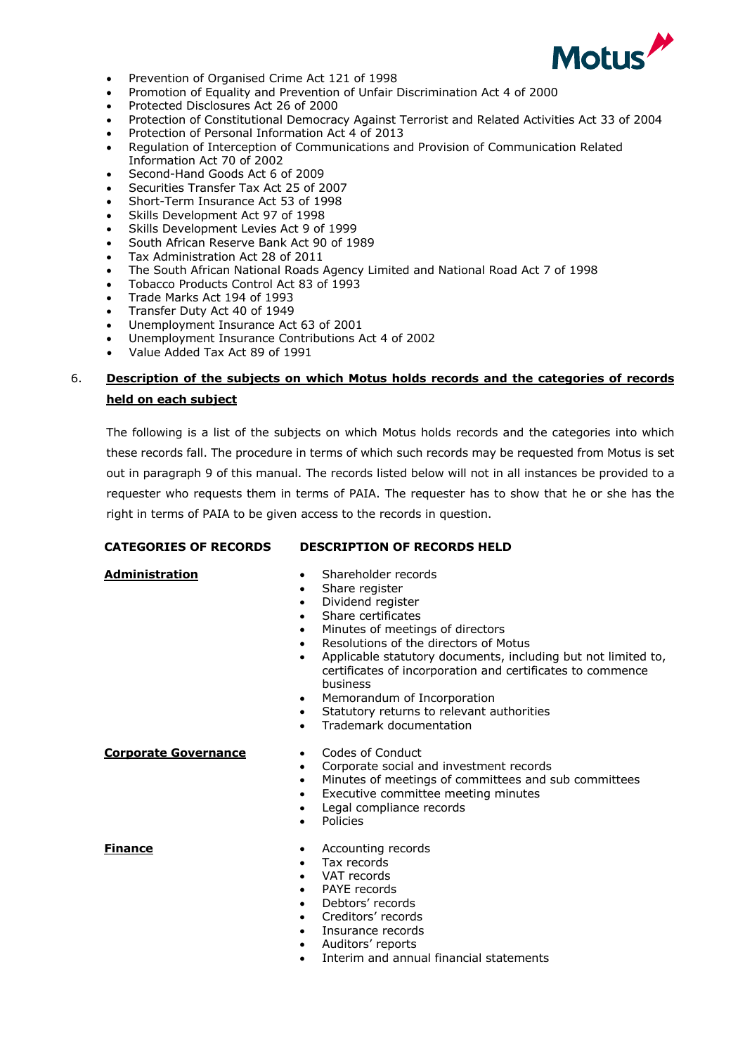- Prevention of Organised Crime Act 121 of 1998
- Promotion of Equality and Prevention of Unfair Discrimination Act 4 of 2000
- Protected Disclosures Act 26 of 2000
- Protection of Constitutional Democracy Against Terrorist and Related Activities Act 33 of 2004
- Protection of Personal Information Act 4 of 2013
- Regulation of Interception of Communications and Provision of Communication Related Information Act 70 of 2002
- Second-Hand Goods Act 6 of 2009
- Securities Transfer Tax Act 25 of 2007
- Short-Term Insurance Act 53 of 1998
- Skills Development Act 97 of 1998
- Skills Development Levies Act 9 of 1999
- South African Reserve Bank Act 90 of 1989
- Tax Administration Act 28 of 2011
- The South African National Roads Agency Limited and National Road Act 7 of 1998
- Tobacco Products Control Act 83 of 1993
- Trade Marks Act 194 of 1993
- Transfer Duty Act 40 of 1949
- Unemployment Insurance Act 63 of 2001
- Unemployment Insurance Contributions Act 4 of 2002
- Value Added Tax Act 89 of 1991

## 6. Description of the subjects on which Motus holds records and the categories of records held on each subject

The following is a list of the subjects on which Motus holds records and the categories into which these records fall. The procedure in terms of which such records may be requested from Motus is set out in paragraph 9 of this manual. The records listed below will not in all instances be provided to a requester who requests them in terms of PAIA. The requester has to show that he or she has the right in terms of PAIA to be given access to the records in question.

| CATEGORIES OF RECORDS | DESCRIPTION OF RECORDS HELD |
|---|---|
| **Administration** | • Shareholder records<br>• Share register<br>• Dividend register<br>• Share certificates<br>• Minutes of meetings of directors<br>• Resolutions of the directors of Motus<br>• Applicable statutory documents, including but not limited to, certificates of incorporation and certificates to commence business<br>• Memorandum of Incorporation<br>• Statutory returns to relevant authorities<br>• Trademark documentation |
| **Corporate Governance** | • Codes of Conduct<br>• Corporate social and investment records<br>• Minutes of meetings of committees and sub committees<br>• Executive committee meeting minutes<br>• Legal compliance records<br>• Policies |
| **Finance** | • Accounting records<br>• Tax records<br>• VAT records<br>• PAYE records<br>• Debtors' records<br>• Creditors' records<br>• Insurance records<br>• Auditors' reports<br>• Interim and annual financial statements |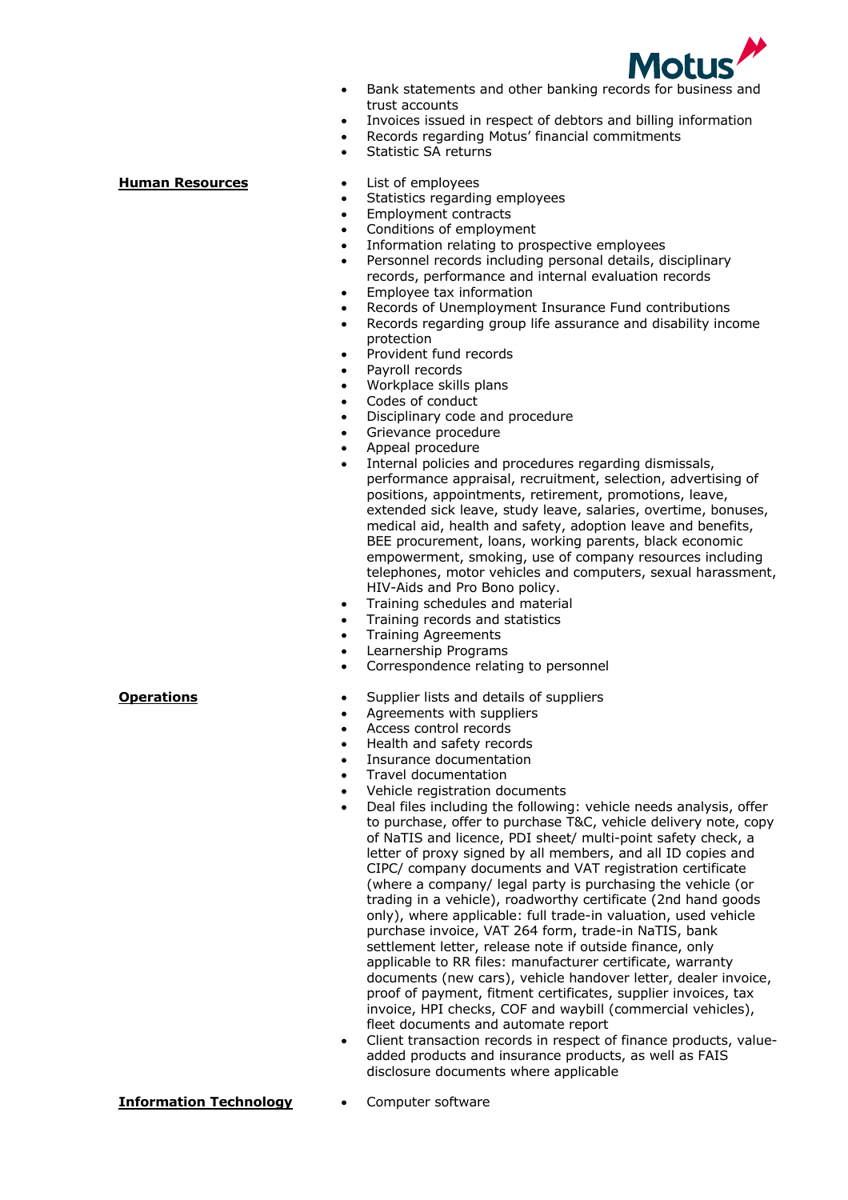- Bank statements and other banking records for business and trust accounts
- Invoices issued in respect of debtors and billing information
- Records regarding Motus' financial commitments
- Statistic SA returns

**Human Resources**

- List of employees
- Statistics regarding employees
- Employment contracts
- Conditions of employment
- Information relating to prospective employees
- Personnel records including personal details, disciplinary records, performance and internal evaluation records
- Employee tax information
- Records of Unemployment Insurance Fund contributions
- Records regarding group life assurance and disability income protection
- Provident fund records
- Payroll records
- Workplace skills plans
- Codes of conduct
- Disciplinary code and procedure
- Grievance procedure
- Appeal procedure
- Internal policies and procedures regarding dismissals, performance appraisal, recruitment, selection, advertising of positions, appointments, retirement, promotions, leave, extended sick leave, study leave, salaries, overtime, bonuses, medical aid, health and safety, adoption leave and benefits, BEE procurement, loans, working parents, black economic empowerment, smoking, use of company resources including telephones, motor vehicles and computers, sexual harassment, HIV-Aids and Pro Bono policy.
- Training schedules and material
- Training records and statistics
- Training Agreements
- Learnership Programs
- Correspondence relating to personnel

**Operations**

- Supplier lists and details of suppliers
- Agreements with suppliers
- Access control records
- Health and safety records
- Insurance documentation
- Travel documentation
- Vehicle registration documents
- Deal files including the following: vehicle needs analysis, offer to purchase, offer to purchase T&C, vehicle delivery note, copy of NaTIS and licence, PDI sheet/ multi-point safety check, a letter of proxy signed by all members, and all ID copies and CIPC/ company documents and VAT registration certificate (where a company/ legal party is purchasing the vehicle (or trading in a vehicle), roadworthy certificate (2nd hand goods only), where applicable: full trade-in valuation, used vehicle purchase invoice, VAT 264 form, trade-in NaTIS, bank settlement letter, release note if outside finance, only applicable to RR files: manufacturer certificate, warranty documents (new cars), vehicle handover letter, dealer invoice, proof of payment, fitment certificates, supplier invoices, tax invoice, HPI checks, COF and waybill (commercial vehicles), fleet documents and automate report
- Client transaction records in respect of finance products, value-added products and insurance products, as well as FAIS disclosure documents where applicable

**Information Technology**

- Computer software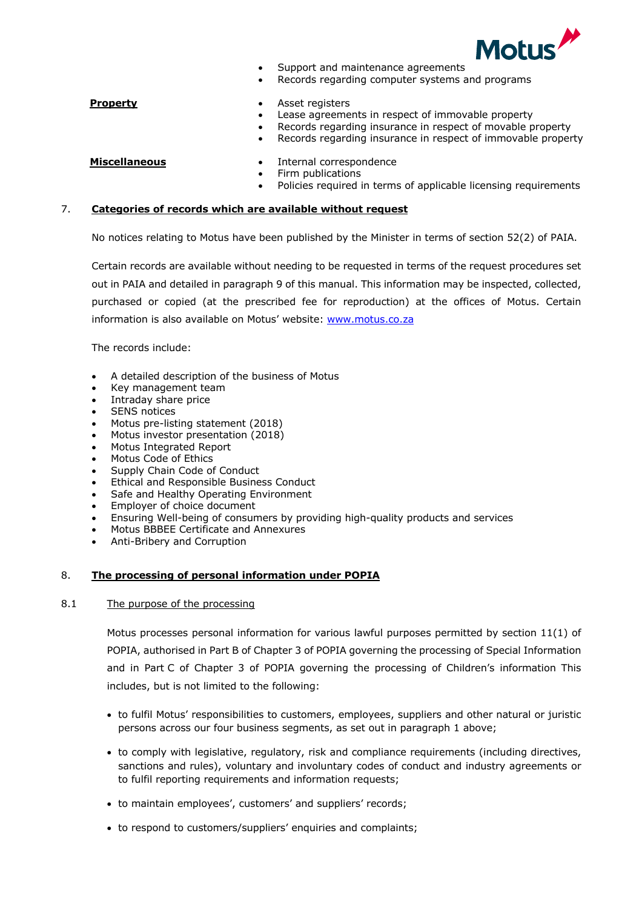- Support and maintenance agreements
- Records regarding computer systems and programs

**Property**

- Asset registers
- Lease agreements in respect of immovable property
- Records regarding insurance in respect of movable property
- Records regarding insurance in respect of immovable property

**Miscellaneous**

- Internal correspondence
- Firm publications
- Policies required in terms of applicable licensing requirements

## 7. Categories of records which are available without request

No notices relating to Motus have been published by the Minister in terms of section 52(2) of PAIA.

Certain records are available without needing to be requested in terms of the request procedures set out in PAIA and detailed in paragraph 9 of this manual. This information may be inspected, collected, purchased or copied (at the prescribed fee for reproduction) at the offices of Motus. Certain information is also available on Motus' website: www.motus.co.za

The records include:

- A detailed description of the business of Motus
- Key management team
- Intraday share price
- SENS notices
- Motus pre-listing statement (2018)
- Motus investor presentation (2018)
- Motus Integrated Report
- Motus Code of Ethics
- Supply Chain Code of Conduct
- Ethical and Responsible Business Conduct
- Safe and Healthy Operating Environment
- Employer of choice document
- Ensuring Well-being of consumers by providing high-quality products and services
- Motus BBBEE Certificate and Annexures
- Anti-Bribery and Corruption

## 8. The processing of personal information under POPIA

### 8.1 The purpose of the processing

Motus processes personal information for various lawful purposes permitted by section 11(1) of POPIA, authorised in Part B of Chapter 3 of POPIA governing the processing of Special Information and in Part C of Chapter 3 of POPIA governing the processing of Children's information This includes, but is not limited to the following:

- to fulfil Motus' responsibilities to customers, employees, suppliers and other natural or juristic persons across our four business segments, as set out in paragraph 1 above;
- to comply with legislative, regulatory, risk and compliance requirements (including directives, sanctions and rules), voluntary and involuntary codes of conduct and industry agreements or to fulfil reporting requirements and information requests;
- to maintain employees', customers' and suppliers' records;
- to respond to customers/suppliers' enquiries and complaints;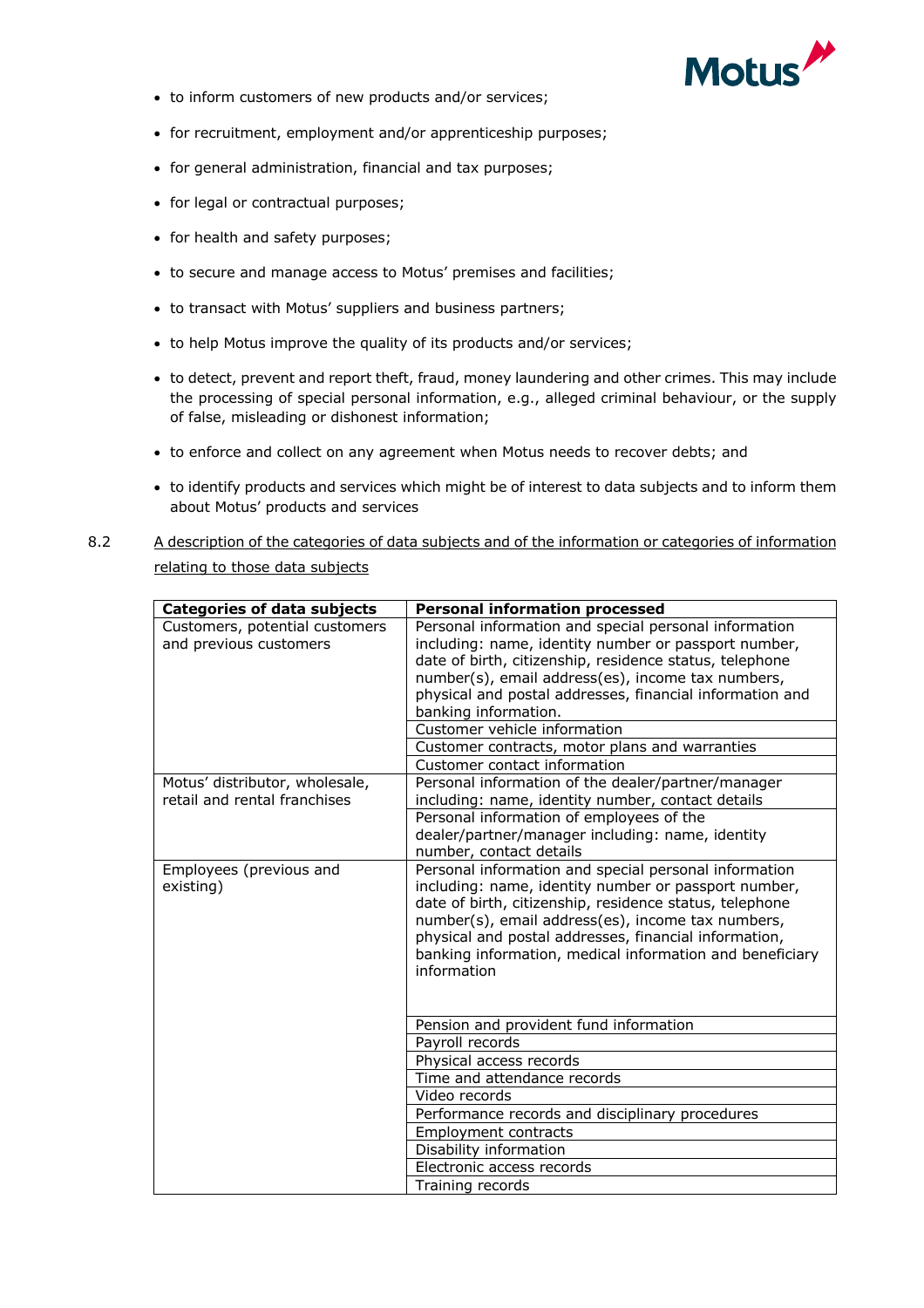- to inform customers of new products and/or services;
- for recruitment, employment and/or apprenticeship purposes;
- for general administration, financial and tax purposes;
- for legal or contractual purposes;
- for health and safety purposes;
- to secure and manage access to Motus' premises and facilities;
- to transact with Motus' suppliers and business partners;
- to help Motus improve the quality of its products and/or services;
- to detect, prevent and report theft, fraud, money laundering and other crimes. This may include the processing of special personal information, e.g., alleged criminal behaviour, or the supply of false, misleading or dishonest information;
- to enforce and collect on any agreement when Motus needs to recover debts; and
- to identify products and services which might be of interest to data subjects and to inform them about Motus' products and services

8.2 A description of the categories of data subjects and of the information or categories of information relating to those data subjects

| Categories of data subjects | Personal information processed |
|---|---|
| Customers, potential customers and previous customers | Personal information and special personal information including: name, identity number or passport number, date of birth, citizenship, residence status, telephone number(s), email address(es), income tax numbers, physical and postal addresses, financial information and banking information. |
| | Customer vehicle information |
| | Customer contracts, motor plans and warranties |
| | Customer contact information |
| Motus' distributor, wholesale, retail and rental franchises | Personal information of the dealer/partner/manager including: name, identity number, contact details |
| | Personal information of employees of the dealer/partner/manager including: name, identity number, contact details |
| Employees (previous and existing) | Personal information and special personal information including: name, identity number or passport number, date of birth, citizenship, residence status, telephone number(s), email address(es), income tax numbers, physical and postal addresses, financial information, banking information, medical information and beneficiary information |
| | Pension and provident fund information |
| | Payroll records |
| | Physical access records |
| | Time and attendance records |
| | Video records |
| | Performance records and disciplinary procedures |
| | Employment contracts |
| | Disability information |
| | Electronic access records |
| | Training records |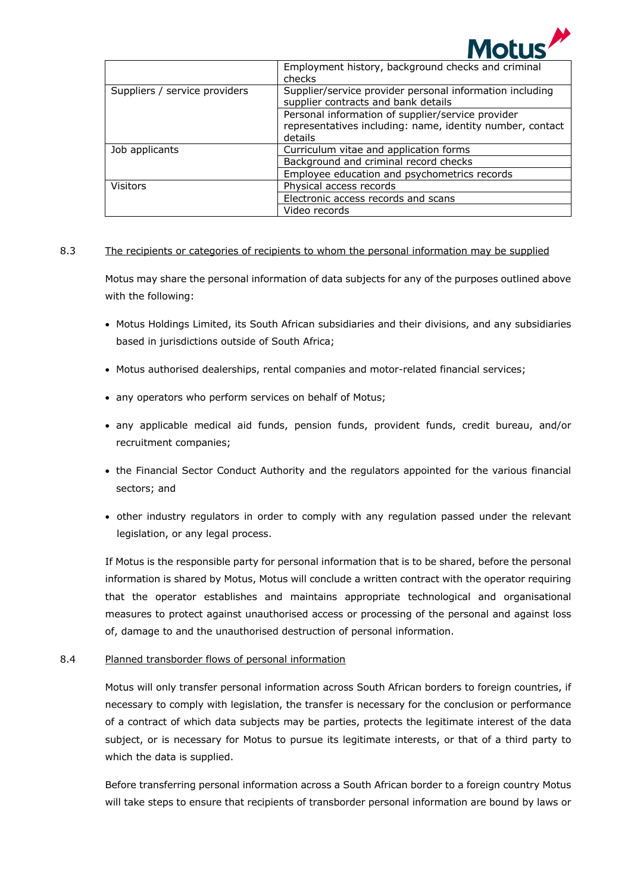| | |
|---|---|
| | Employment history, background checks and criminal checks |
| Suppliers / service providers | Supplier/service provider personal information including supplier contracts and bank details |
| | Personal information of supplier/service provider representatives including: name, identity number, contact details |
| Job applicants | Curriculum vitae and application forms |
| | Background and criminal record checks |
| | Employee education and psychometrics records |
| Visitors | Physical access records |
| | Electronic access records and scans |
| | Video records |

8.3 The recipients or categories of recipients to whom the personal information may be supplied

Motus may share the personal information of data subjects for any of the purposes outlined above with the following:

- Motus Holdings Limited, its South African subsidiaries and their divisions, and any subsidiaries based in jurisdictions outside of South Africa;
- Motus authorised dealerships, rental companies and motor-related financial services;
- any operators who perform services on behalf of Motus;
- any applicable medical aid funds, pension funds, provident funds, credit bureau, and/or recruitment companies;
- the Financial Sector Conduct Authority and the regulators appointed for the various financial sectors; and
- other industry regulators in order to comply with any regulation passed under the relevant legislation, or any legal process.

If Motus is the responsible party for personal information that is to be shared, before the personal information is shared by Motus, Motus will conclude a written contract with the operator requiring that the operator establishes and maintains appropriate technological and organisational measures to protect against unauthorised access or processing of the personal and against loss of, damage to and the unauthorised destruction of personal information.

8.4 Planned transborder flows of personal information

Motus will only transfer personal information across South African borders to foreign countries, if necessary to comply with legislation, the transfer is necessary for the conclusion or performance of a contract of which data subjects may be parties, protects the legitimate interest of the data subject, or is necessary for Motus to pursue its legitimate interests, or that of a third party to which the data is supplied.

Before transferring personal information across a South African border to a foreign country Motus will take steps to ensure that recipients of transborder personal information are bound by laws or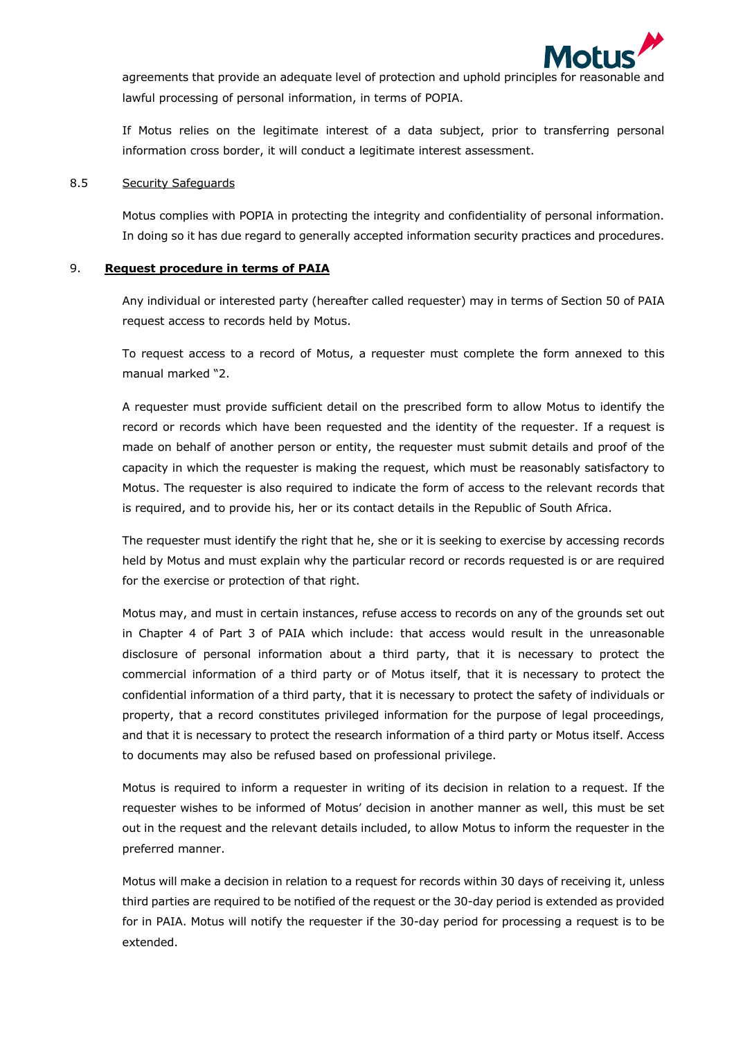agreements that provide an adequate level of protection and uphold principles for reasonable and lawful processing of personal information, in terms of POPIA.

If Motus relies on the legitimate interest of a data subject, prior to transferring personal information cross border, it will conduct a legitimate interest assessment.

8.5 Security Safeguards

Motus complies with POPIA in protecting the integrity and confidentiality of personal information. In doing so it has due regard to generally accepted information security practices and procedures.

## 9. **Request procedure in terms of PAIA**

Any individual or interested party (hereafter called requester) may in terms of Section 50 of PAIA request access to records held by Motus.

To request access to a record of Motus, a requester must complete the form annexed to this manual marked "2.

A requester must provide sufficient detail on the prescribed form to allow Motus to identify the record or records which have been requested and the identity of the requester. If a request is made on behalf of another person or entity, the requester must submit details and proof of the capacity in which the requester is making the request, which must be reasonably satisfactory to Motus. The requester is also required to indicate the form of access to the relevant records that is required, and to provide his, her or its contact details in the Republic of South Africa.

The requester must identify the right that he, she or it is seeking to exercise by accessing records held by Motus and must explain why the particular record or records requested is or are required for the exercise or protection of that right.

Motus may, and must in certain instances, refuse access to records on any of the grounds set out in Chapter 4 of Part 3 of PAIA which include: that access would result in the unreasonable disclosure of personal information about a third party, that it is necessary to protect the commercial information of a third party or of Motus itself, that it is necessary to protect the confidential information of a third party, that it is necessary to protect the safety of individuals or property, that a record constitutes privileged information for the purpose of legal proceedings, and that it is necessary to protect the research information of a third party or Motus itself. Access to documents may also be refused based on professional privilege.

Motus is required to inform a requester in writing of its decision in relation to a request. If the requester wishes to be informed of Motus' decision in another manner as well, this must be set out in the request and the relevant details included, to allow Motus to inform the requester in the preferred manner.

Motus will make a decision in relation to a request for records within 30 days of receiving it, unless third parties are required to be notified of the request or the 30-day period is extended as provided for in PAIA. Motus will notify the requester if the 30-day period for processing a request is to be extended.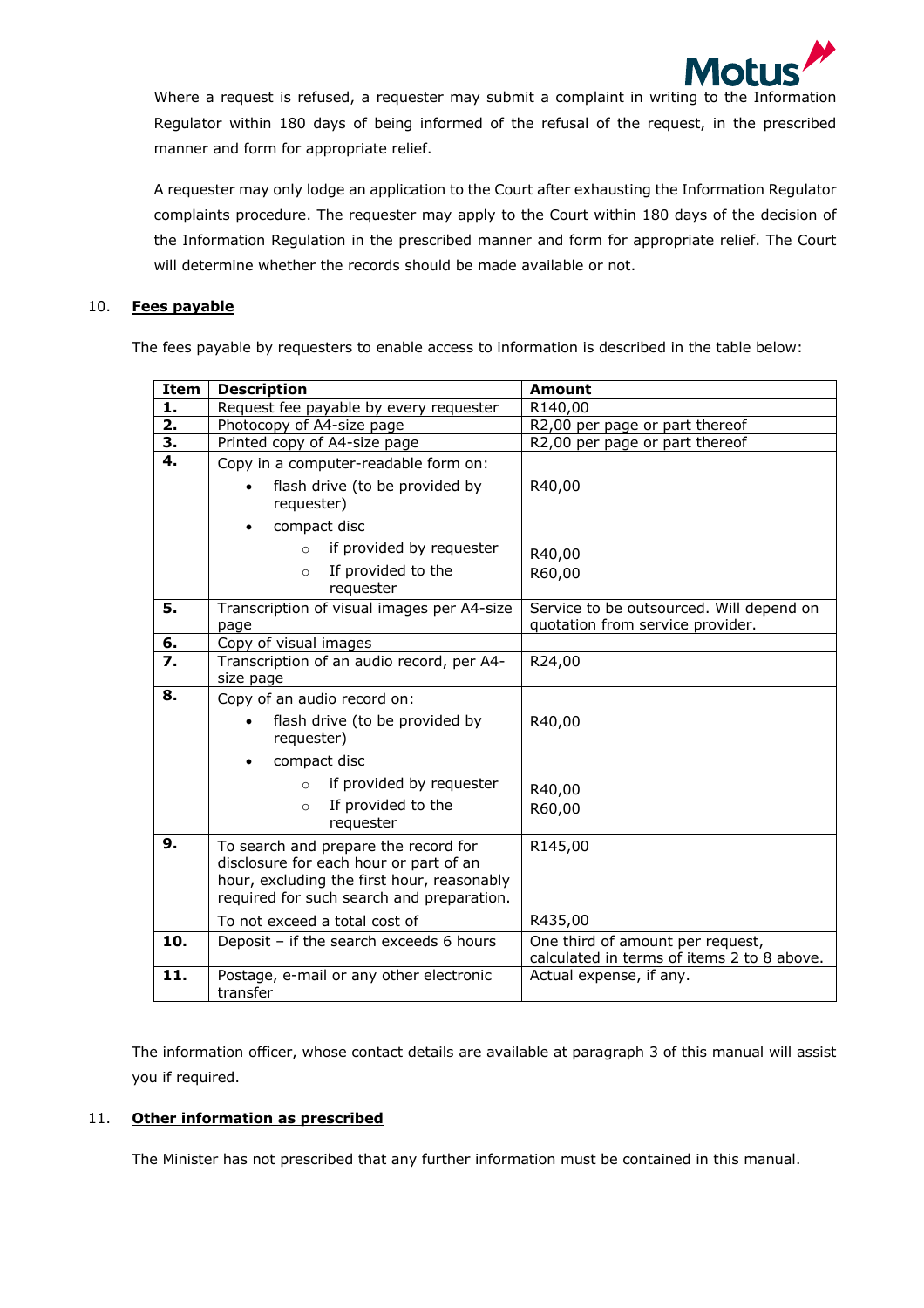Where a request is refused, a requester may submit a complaint in writing to the Information Regulator within 180 days of being informed of the refusal of the request, in the prescribed manner and form for appropriate relief.

A requester may only lodge an application to the Court after exhausting the Information Regulator complaints procedure. The requester may apply to the Court within 180 days of the decision of the Information Regulation in the prescribed manner and form for appropriate relief. The Court will determine whether the records should be made available or not.

## 10. Fees payable

The fees payable by requesters to enable access to information is described in the table below:

| Item | Description | Amount |
|---|---|---|
| **1.** | Request fee payable by every requester | R140,00 |
| **2.** | Photocopy of A4-size page | R2,00 per page or part thereof |
| **3.** | Printed copy of A4-size page | R2,00 per page or part thereof |
| **4.** | Copy in a computer-readable form on:<br>• flash drive (to be provided by requester)<br>• compact disc<br>○ if provided by requester<br>○ If provided to the requester | <br>R40,00<br><br>R40,00<br>R60,00 |
| **5.** | Transcription of visual images per A4-size page | Service to be outsourced. Will depend on quotation from service provider. |
| **6.** | Copy of visual images | |
| **7.** | Transcription of an audio record, per A4-size page | R24,00 |
| **8.** | Copy of an audio record on:<br>• flash drive (to be provided by requester)<br>• compact disc<br>○ if provided by requester<br>○ If provided to the requester | <br>R40,00<br><br>R40,00<br>R60,00 |
| **9.** | To search and prepare the record for disclosure for each hour or part of an hour, excluding the first hour, reasonably required for such search and preparation. | R145,00 |
| | To not exceed a total cost of | R435,00 |
| **10.** | Deposit – if the search exceeds 6 hours | One third of amount per request, calculated in terms of items 2 to 8 above. |
| **11.** | Postage, e-mail or any other electronic transfer | Actual expense, if any. |

The information officer, whose contact details are available at paragraph 3 of this manual will assist you if required.

## 11. Other information as prescribed

The Minister has not prescribed that any further information must be contained in this manual.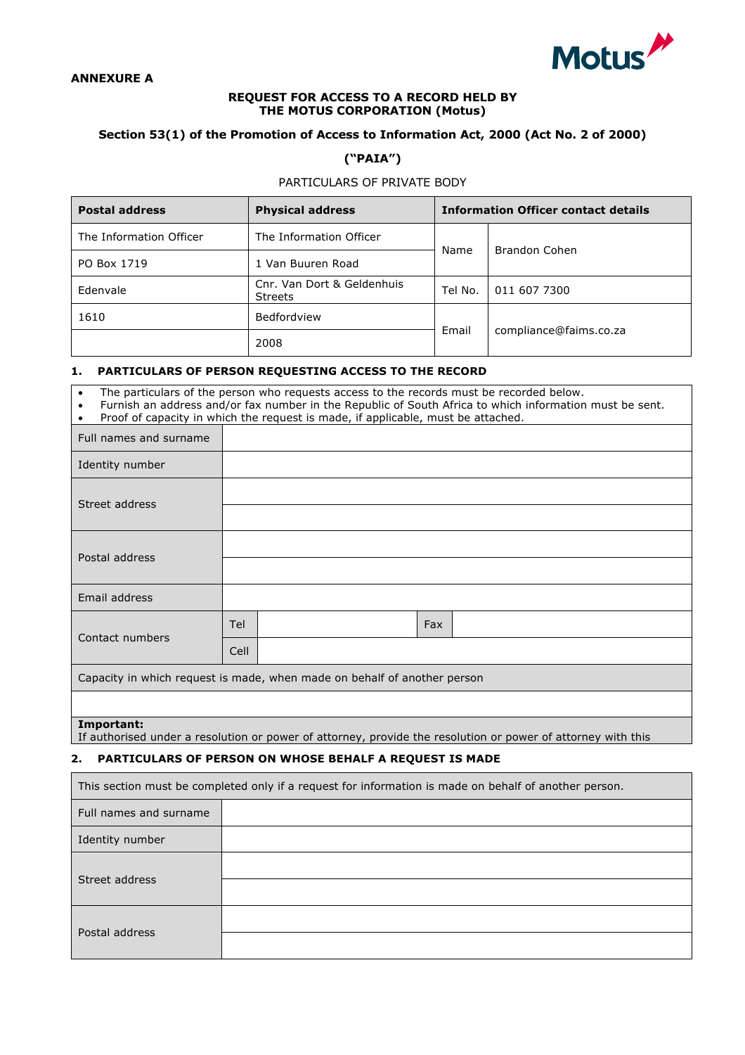**ANNEXURE A**

**REQUEST FOR ACCESS TO A RECORD HELD BY THE MOTUS CORPORATION (Motus)**

**Section 53(1) of the Promotion of Access to Information Act, 2000 (Act No. 2 of 2000)**

**("PAIA")**

PARTICULARS OF PRIVATE BODY

| **Postal address** | **Physical address** | **Information Officer contact details** | |
|---|---|---|---|
| The Information Officer | The Information Officer | Name | Brandon Cohen |
| PO Box 1719 | 1 Van Buuren Road | | |
| Edenvale | Cnr. Van Dort & Geldenhuis Streets | Tel No. | 011 607 7300 |
| 1610 | Bedfordview | Email | compliance@faims.co.za |
| | 2008 | | |

## 1. PARTICULARS OF PERSON REQUESTING ACCESS TO THE RECORD

- The particulars of the person who requests access to the records must be recorded below.
- Furnish an address and/or fax number in the Republic of South Africa to which information must be sent.
- Proof of capacity in which the request is made, if applicable, must be attached.

| | | | | |
|---|---|---|---|---|
| Full names and surname | | | | |
| Identity number | | | | |
| Street address | | | | |
| | | | | |
| Postal address | | | | |
| | | | | |
| Email address | | | | |
| Contact numbers | Tel | | Fax | |
| | Cell | | | |
| Capacity in which request is made, when made on behalf of another person | | | | |
| | | | | |

**Important:**
If authorised under a resolution or power of attorney, provide the resolution or power of attorney with this

## 2. PARTICULARS OF PERSON ON WHOSE BEHALF A REQUEST IS MADE

| This section must be completed only if a request for information is made on behalf of another person. | |
|---|---|
| Full names and surname | |
| Identity number | |
| Street address | |
| | |
| Postal address | |
| | |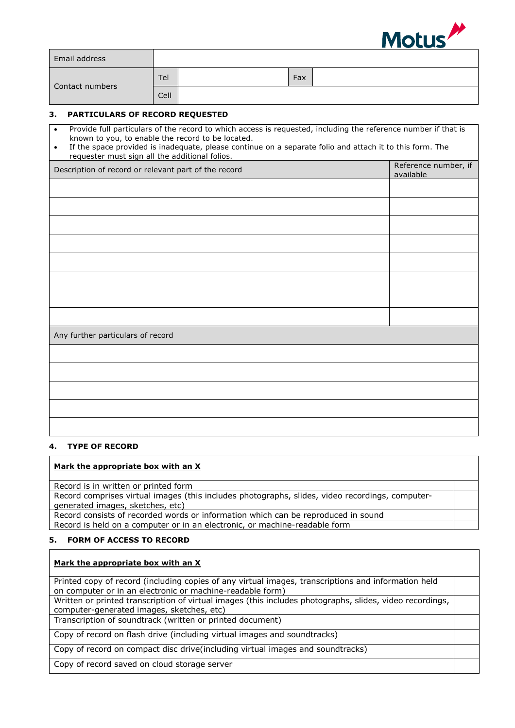| Email address | | | | |
|---|---|---|---|---|
| Contact numbers | Tel | | Fax | |
| | Cell | | | |

## 3. PARTICULARS OF RECORD REQUESTED

- Provide full particulars of the record to which access is requested, including the reference number if that is known to you, to enable the record to be located.
- If the space provided is inadequate, please continue on a separate folio and attach it to this form. The requester must sign all the additional folios.

| Description of record or relevant part of the record | Reference number, if available |
|---|---|
| | |
| | |
| | |
| | |
| | |
| | |
| | |
| | |

| Any further particulars of record |
|---|
| |
| |
| |
| |
| |

## 4. TYPE OF RECORD

**Mark the appropriate box with an X**

| | |
|---|---|
| Record is in written or printed form | |
| Record comprises virtual images (this includes photographs, slides, video recordings, computer-generated images, sketches, etc) | |
| Record consists of recorded words or information which can be reproduced in sound | |
| Record is held on a computer or in an electronic, or machine-readable form | |

## 5. FORM OF ACCESS TO RECORD

**Mark the appropriate box with an X**

| | |
|---|---|
| Printed copy of record (including copies of any virtual images, transcriptions and information held on computer or in an electronic or machine-readable form) | |
| Written or printed transcription of virtual images (this includes photographs, slides, video recordings, computer-generated images, sketches, etc) | |
| Transcription of soundtrack (written or printed document) | |
| Copy of record on flash drive (including virtual images and soundtracks) | |
| Copy of record on compact disc drive(including virtual images and soundtracks) | |
| Copy of record saved on cloud storage server | |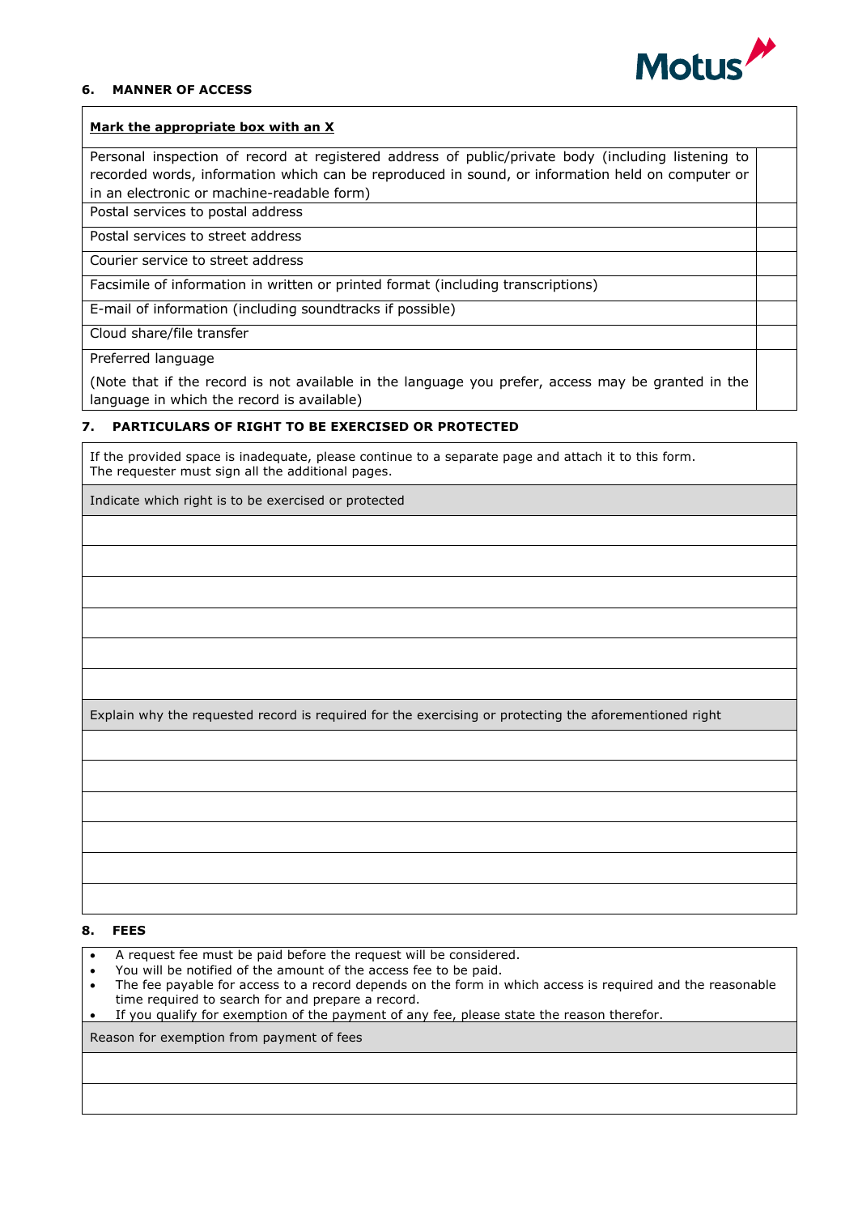## 6. MANNER OF ACCESS

| **Mark the appropriate box with an X** | |
|---|---|
| Personal inspection of record at registered address of public/private body (including listening to recorded words, information which can be reproduced in sound, or information held on computer or in an electronic or machine-readable form) | |
| Postal services to postal address | |
| Postal services to street address | |
| Courier service to street address | |
| Facsimile of information in written or printed format (including transcriptions) | |
| E-mail of information (including soundtracks if possible) | |
| Cloud share/file transfer | |
| Preferred language<br><br>(Note that if the record is not available in the language you prefer, access may be granted in the language in which the record is available) | |

## 7. PARTICULARS OF RIGHT TO BE EXERCISED OR PROTECTED

If the provided space is inadequate, please continue to a separate page and attach it to this form.
The requester must sign all the additional pages.

| Indicate which right is to be exercised or protected |
|---|
| |
| |
| |
| |
| |
| |

| Explain why the requested record is required for the exercising or protecting the aforementioned right |
|---|
| |
| |
| |
| |
| |
| |

## 8. FEES

- A request fee must be paid before the request will be considered.
- You will be notified of the amount of the access fee to be paid.
- The fee payable for access to a record depends on the form in which access is required and the reasonable time required to search for and prepare a record.
- If you qualify for exemption of the payment of any fee, please state the reason therefor.

| Reason for exemption from payment of fees |
|---|
| |
| |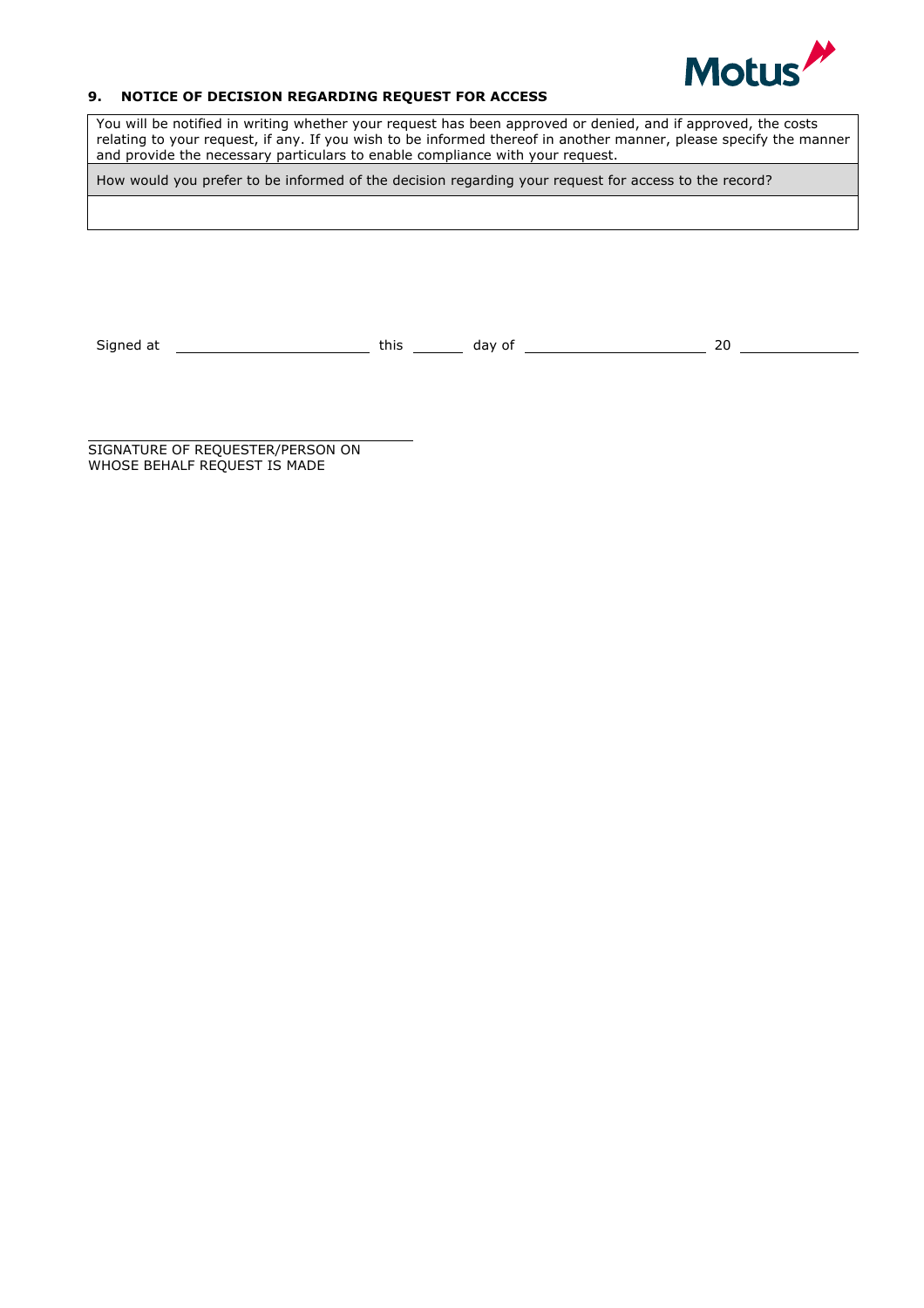## 9. NOTICE OF DECISION REGARDING REQUEST FOR ACCESS

| You will be notified in writing whether your request has been approved or denied, and if approved, the costs relating to your request, if any. If you wish to be informed thereof in another manner, please specify the manner and provide the necessary particulars to enable compliance with your request. |
|---|
| How would you prefer to be informed of the decision regarding your request for access to the record? |
| |

Signed at ________________________ this _______ day of ______________________ 20 _______________

____________________________________
SIGNATURE OF REQUESTER/PERSON ON WHOSE BEHALF REQUEST IS MADE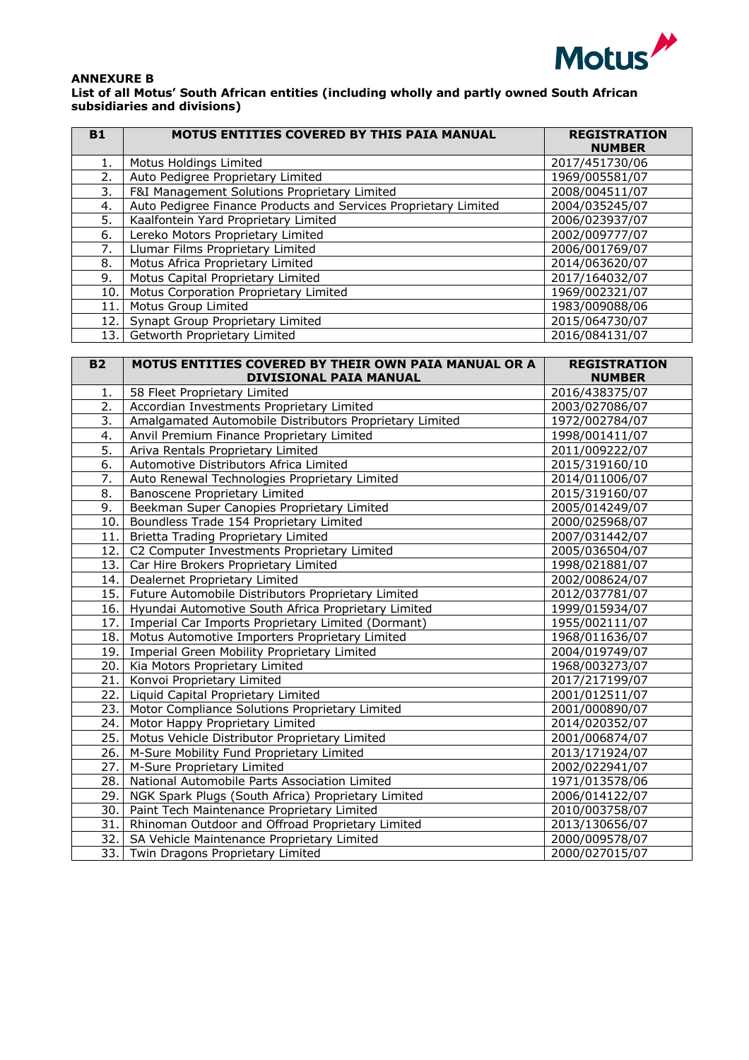**ANNEXURE B**

**List of all Motus' South African entities (including wholly and partly owned South African subsidiaries and divisions)**

| B1 | MOTUS ENTITIES COVERED BY THIS PAIA MANUAL | REGISTRATION NUMBER |
|---|---|---|
| 1. | Motus Holdings Limited | 2017/451730/06 |
| 2. | Auto Pedigree Proprietary Limited | 1969/005581/07 |
| 3. | F&I Management Solutions Proprietary Limited | 2008/004511/07 |
| 4. | Auto Pedigree Finance Products and Services Proprietary Limited | 2004/035245/07 |
| 5. | Kaalfontein Yard Proprietary Limited | 2006/023937/07 |
| 6. | Lereko Motors Proprietary Limited | 2002/009777/07 |
| 7. | Llumar Films Proprietary Limited | 2006/001769/07 |
| 8. | Motus Africa Proprietary Limited | 2014/063620/07 |
| 9. | Motus Capital Proprietary Limited | 2017/164032/07 |
| 10. | Motus Corporation Proprietary Limited | 1969/002321/07 |
| 11. | Motus Group Limited | 1983/009088/06 |
| 12. | Synapt Group Proprietary Limited | 2015/064730/07 |
| 13. | Getworth Proprietary Limited | 2016/084131/07 |

| B2 | MOTUS ENTITIES COVERED BY THEIR OWN PAIA MANUAL OR A DIVISIONAL PAIA MANUAL | REGISTRATION NUMBER |
|---|---|---|
| 1. | 58 Fleet Proprietary Limited | 2016/438375/07 |
| 2. | Accordian Investments Proprietary Limited | 2003/027086/07 |
| 3. | Amalgamated Automobile Distributors Proprietary Limited | 1972/002784/07 |
| 4. | Anvil Premium Finance Proprietary Limited | 1998/001411/07 |
| 5. | Ariva Rentals Proprietary Limited | 2011/009222/07 |
| 6. | Automotive Distributors Africa Limited | 2015/319160/10 |
| 7. | Auto Renewal Technologies Proprietary Limited | 2014/011006/07 |
| 8. | Banoscene Proprietary Limited | 2015/319160/07 |
| 9. | Beekman Super Canopies Proprietary Limited | 2005/014249/07 |
| 10. | Boundless Trade 154 Proprietary Limited | 2000/025968/07 |
| 11. | Brietta Trading Proprietary Limited | 2007/031442/07 |
| 12. | C2 Computer Investments Proprietary Limited | 2005/036504/07 |
| 13. | Car Hire Brokers Proprietary Limited | 1998/021881/07 |
| 14. | Dealernet Proprietary Limited | 2002/008624/07 |
| 15. | Future Automobile Distributors Proprietary Limited | 2012/037781/07 |
| 16. | Hyundai Automotive South Africa Proprietary Limited | 1999/015934/07 |
| 17. | Imperial Car Imports Proprietary Limited (Dormant) | 1955/002111/07 |
| 18. | Motus Automotive Importers Proprietary Limited | 1968/011636/07 |
| 19. | Imperial Green Mobility Proprietary Limited | 2004/019749/07 |
| 20. | Kia Motors Proprietary Limited | 1968/003273/07 |
| 21. | Konvoi Proprietary Limited | 2017/217199/07 |
| 22. | Liquid Capital Proprietary Limited | 2001/012511/07 |
| 23. | Motor Compliance Solutions Proprietary Limited | 2001/000890/07 |
| 24. | Motor Happy Proprietary Limited | 2014/020352/07 |
| 25. | Motus Vehicle Distributor Proprietary Limited | 2001/006874/07 |
| 26. | M-Sure Mobility Fund Proprietary Limited | 2013/171924/07 |
| 27. | M-Sure Proprietary Limited | 2002/022941/07 |
| 28. | National Automobile Parts Association Limited | 1971/013578/06 |
| 29. | NGK Spark Plugs (South Africa) Proprietary Limited | 2006/014122/07 |
| 30. | Paint Tech Maintenance Proprietary Limited | 2010/003758/07 |
| 31. | Rhinoman Outdoor and Offroad Proprietary Limited | 2013/130656/07 |
| 32. | SA Vehicle Maintenance Proprietary Limited | 2000/009578/07 |
| 33. | Twin Dragons Proprietary Limited | 2000/027015/07 |